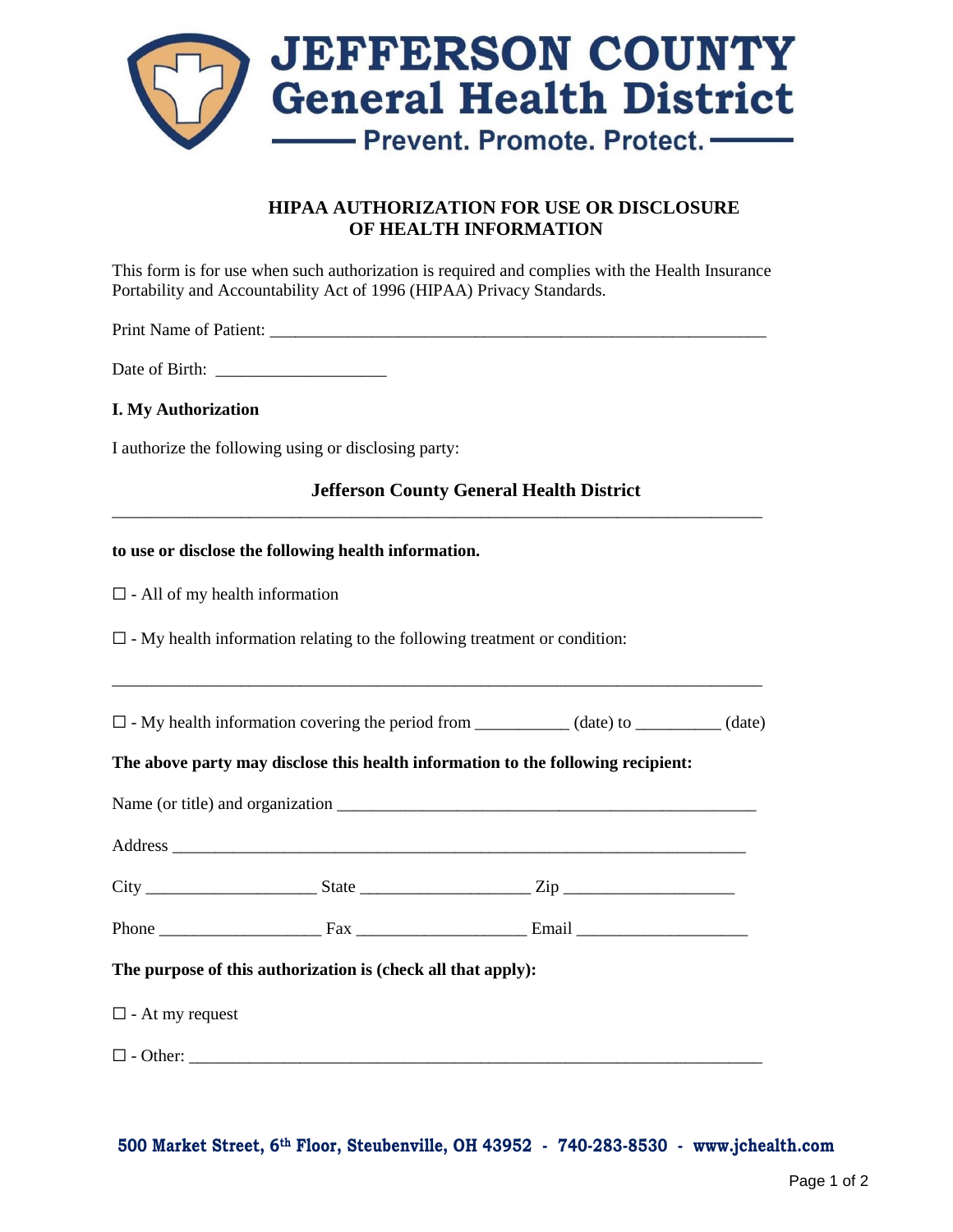# JEFFERSON COUNTY General Health District

Prevent. Promote. Protect.

## HIPAA AUTHORIZATION FOR USE OR DISCLOSURE OF HEALTH INFORMATION

This form is for use when such authorization is required and complies with the Health Insurance Portability and Accountability Act of 1996 (HIPAA) Privacy Standards.

Print Name of Patient: ____________________________________________________________

Date of Birth: ____________________

**I. My Authorization**

I authorize the following using or disclosing party:

**Jefferson County General Health District**
________________________________________________________________________________

**to use or disclose the following health information.**

☐ - All of my health information

☐ - My health information relating to the following treatment or condition:

________________________________________________________________________________

☐ - My health information covering the period from ___________ (date) to __________ (date)

**The above party may disclose this health information to the following recipient:**

Name (or title) and organization ___________________________________________________

Address ______________________________________________________________________

City ____________________ State ____________________ Zip ____________________

Phone ___________________ Fax ____________________ Email ____________________

**The purpose of this authorization is (check all that apply):**

☐ - At my request

☐ - Other: _____________________________________________________________________

500 Market Street, 6th Floor, Steubenville, OH 43952 - 740-283-8530 - www.jchealth.com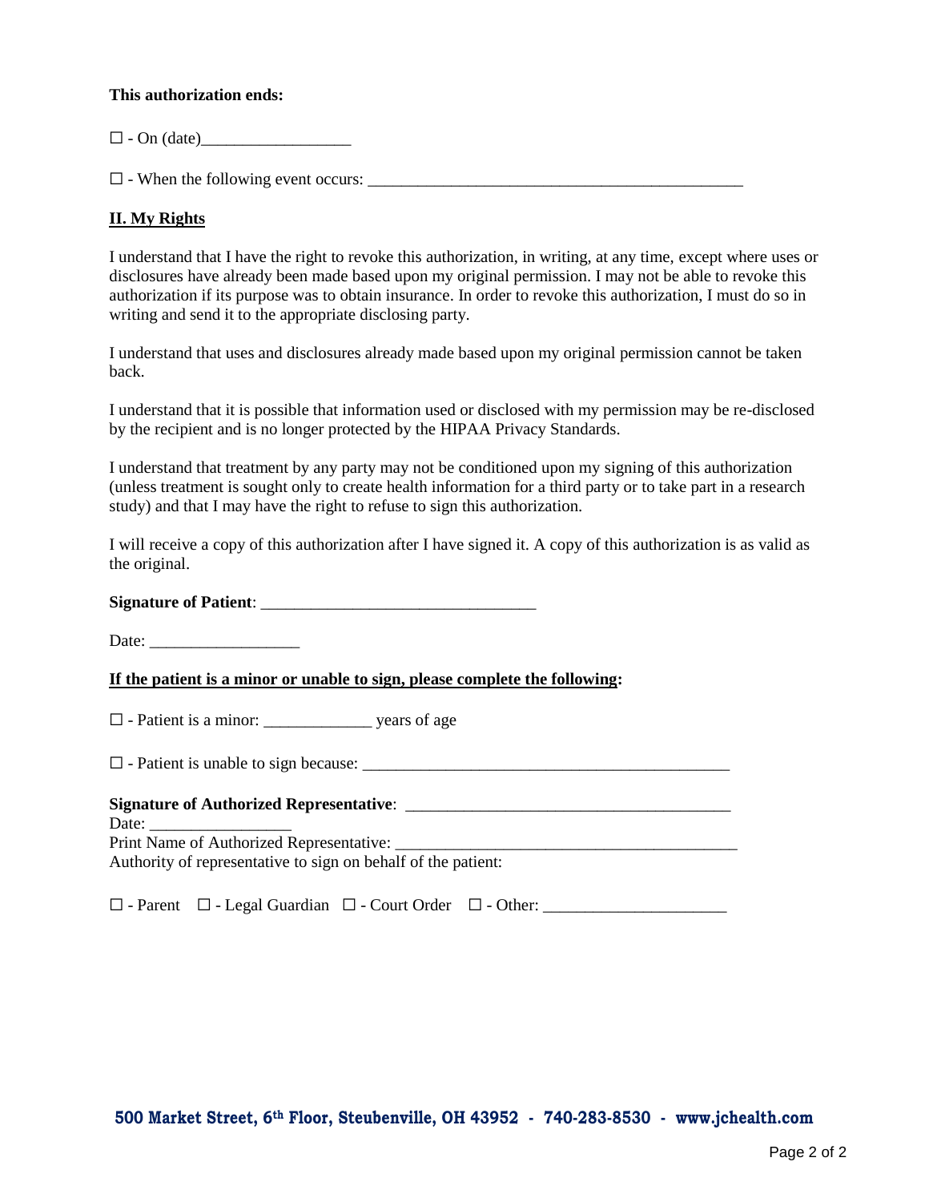**This authorization ends:**

☐ - On (date)__________________

☐ - When the following event occurs: ______________________________________________

## II. My Rights

I understand that I have the right to revoke this authorization, in writing, at any time, except where uses or disclosures have already been made based upon my original permission. I may not be able to revoke this authorization if its purpose was to obtain insurance. In order to revoke this authorization, I must do so in writing and send it to the appropriate disclosing party.

I understand that uses and disclosures already made based upon my original permission cannot be taken back.

I understand that it is possible that information used or disclosed with my permission may be re-disclosed by the recipient and is no longer protected by the HIPAA Privacy Standards.

I understand that treatment by any party may not be conditioned upon my signing of this authorization (unless treatment is sought only to create health information for a third party or to take part in a research study) and that I may have the right to refuse to sign this authorization.

I will receive a copy of this authorization after I have signed it. A copy of this authorization is as valid as the original.

**Signature of Patient**: _________________________________

Date: __________________

**If the patient is a minor or unable to sign, please complete the following:**

☐ - Patient is a minor: _____________ years of age

☐ - Patient is unable to sign because: _____________________________________________

**Signature of Authorized Representative**: _______________________________________

Date: _________________

Print Name of Authorized Representative: _________________________________________

Authority of representative to sign on behalf of the patient:

☐ - Parent ☐ - Legal Guardian ☐ - Court Order ☐ - Other: ______________________

**500 Market Street, 6th Floor, Steubenville, OH 43952 - 740-283-8530 - www.jchealth.com**